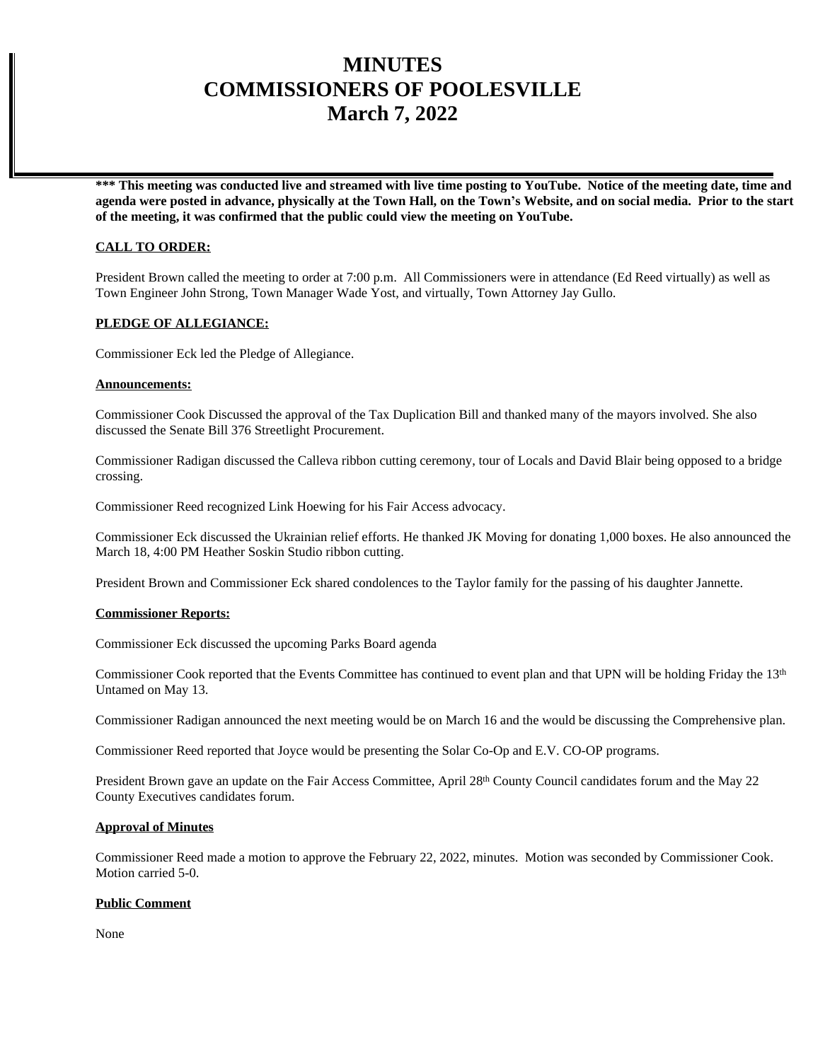# MINUTES
# COMMISSIONERS OF POOLESVILLE
# March 7, 2022

**\*\*\* This meeting was conducted live and streamed with live time posting to YouTube. Notice of the meeting date, time and agenda were posted in advance, physically at the Town Hall, on the Town's Website, and on social media. Prior to the start of the meeting, it was confirmed that the public could view the meeting on YouTube.**

**CALL TO ORDER:**

President Brown called the meeting to order at 7:00 p.m. All Commissioners were in attendance (Ed Reed virtually) as well as Town Engineer John Strong, Town Manager Wade Yost, and virtually, Town Attorney Jay Gullo.

**PLEDGE OF ALLEGIANCE:**

Commissioner Eck led the Pledge of Allegiance.

**Announcements:**

Commissioner Cook Discussed the approval of the Tax Duplication Bill and thanked many of the mayors involved. She also discussed the Senate Bill 376 Streetlight Procurement.

Commissioner Radigan discussed the Calleva ribbon cutting ceremony, tour of Locals and David Blair being opposed to a bridge crossing.

Commissioner Reed recognized Link Hoewing for his Fair Access advocacy.

Commissioner Eck discussed the Ukrainian relief efforts. He thanked JK Moving for donating 1,000 boxes. He also announced the March 18, 4:00 PM Heather Soskin Studio ribbon cutting.

President Brown and Commissioner Eck shared condolences to the Taylor family for the passing of his daughter Jannette.

**Commissioner Reports:**

Commissioner Eck discussed the upcoming Parks Board agenda

Commissioner Cook reported that the Events Committee has continued to event plan and that UPN will be holding Friday the 13th Untamed on May 13.

Commissioner Radigan announced the next meeting would be on March 16 and the would be discussing the Comprehensive plan.

Commissioner Reed reported that Joyce would be presenting the Solar Co-Op and E.V. CO-OP programs.

President Brown gave an update on the Fair Access Committee, April 28th County Council candidates forum and the May 22 County Executives candidates forum.

**Approval of Minutes**

Commissioner Reed made a motion to approve the February 22, 2022, minutes. Motion was seconded by Commissioner Cook. Motion carried 5-0.

**Public Comment**

None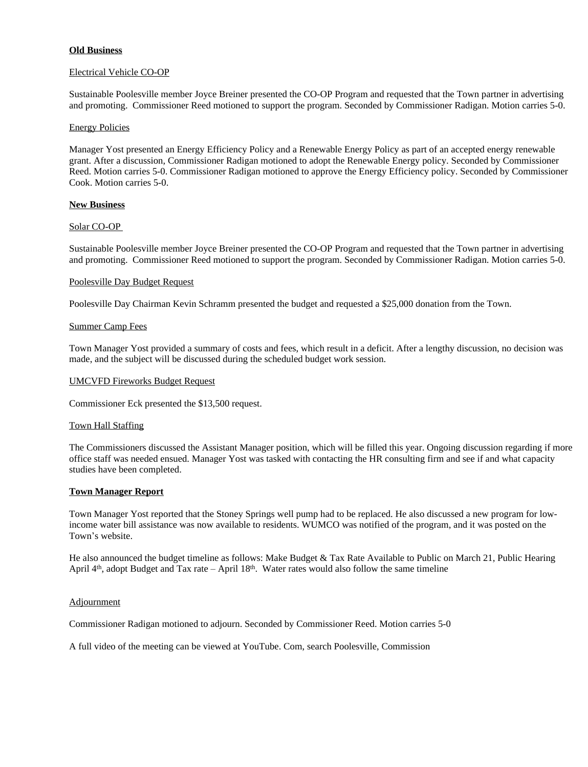**Old Business**

Electrical Vehicle CO-OP

Sustainable Poolesville member Joyce Breiner presented the CO-OP Program and requested that the Town partner in advertising and promoting. Commissioner Reed motioned to support the program. Seconded by Commissioner Radigan. Motion carries 5-0.

Energy Policies

Manager Yost presented an Energy Efficiency Policy and a Renewable Energy Policy as part of an accepted energy renewable grant. After a discussion, Commissioner Radigan motioned to adopt the Renewable Energy policy. Seconded by Commissioner Reed. Motion carries 5-0. Commissioner Radigan motioned to approve the Energy Efficiency policy. Seconded by Commissioner Cook. Motion carries 5-0.

**New Business**

Solar CO-OP

Sustainable Poolesville member Joyce Breiner presented the CO-OP Program and requested that the Town partner in advertising and promoting. Commissioner Reed motioned to support the program. Seconded by Commissioner Radigan. Motion carries 5-0.

Poolesville Day Budget Request

Poolesville Day Chairman Kevin Schramm presented the budget and requested a $25,000 donation from the Town.

Summer Camp Fees

Town Manager Yost provided a summary of costs and fees, which result in a deficit. After a lengthy discussion, no decision was made, and the subject will be discussed during the scheduled budget work session.

UMCVFD Fireworks Budget Request

Commissioner Eck presented the $13,500 request.

Town Hall Staffing

The Commissioners discussed the Assistant Manager position, which will be filled this year. Ongoing discussion regarding if more office staff was needed ensued. Manager Yost was tasked with contacting the HR consulting firm and see if and what capacity studies have been completed.

**Town Manager Report**

Town Manager Yost reported that the Stoney Springs well pump had to be replaced. He also discussed a new program for low-income water bill assistance was now available to residents. WUMCO was notified of the program, and it was posted on the Town's website.

He also announced the budget timeline as follows: Make Budget & Tax Rate Available to Public on March 21, Public Hearing April 4th, adopt Budget and Tax rate – April 18th. Water rates would also follow the same timeline

Adjournment

Commissioner Radigan motioned to adjourn. Seconded by Commissioner Reed. Motion carries 5-0

A full video of the meeting can be viewed at YouTube. Com, search Poolesville, Commission